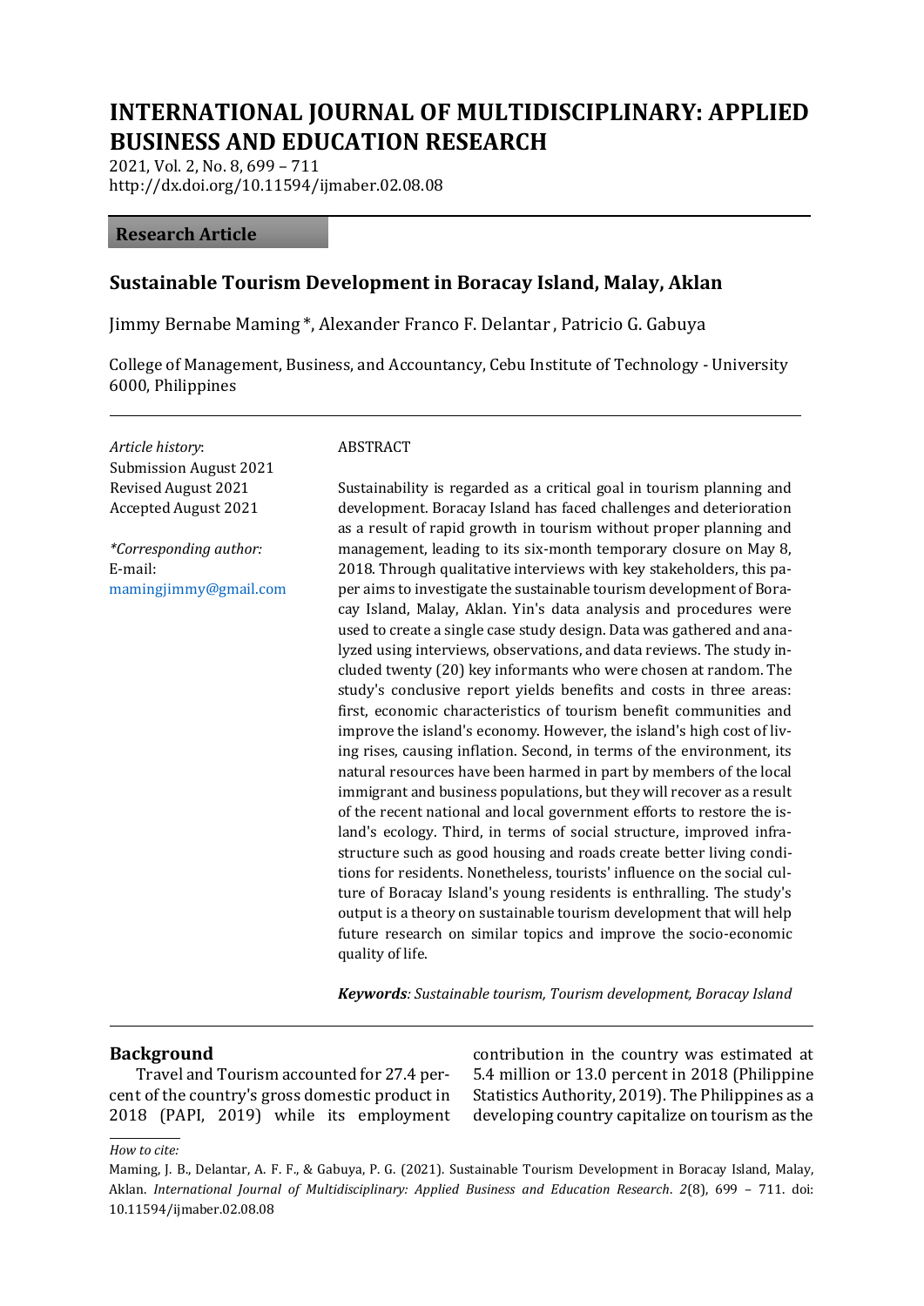# INTERNATIONAL JOURNAL OF MULTIDISCIPLINARY: APPLIED BUSINESS AND EDUCATION RESEARCH

2021, Vol. 2, No. 8, 699 – 711
http://dx.doi.org/10.11594/ijmaber.02.08.08

**Research Article**

## Sustainable Tourism Development in Boracay Island, Malay, Aklan

Jimmy Bernabe Maming *, Alexander Franco F. Delantar , Patricio G. Gabuya

College of Management, Business, and Accountancy, Cebu Institute of Technology - University 6000, Philippines

*Article history*:
Submission August 2021
Revised August 2021
Accepted August 2021

*\*Corresponding author:*
E-mail:
mamingjimmy@gmail.com

ABSTRACT

Sustainability is regarded as a critical goal in tourism planning and development. Boracay Island has faced challenges and deterioration as a result of rapid growth in tourism without proper planning and management, leading to its six-month temporary closure on May 8, 2018. Through qualitative interviews with key stakeholders, this paper aims to investigate the sustainable tourism development of Boracay Island, Malay, Aklan. Yin's data analysis and procedures were used to create a single case study design. Data was gathered and analyzed using interviews, observations, and data reviews. The study included twenty (20) key informants who were chosen at random. The study's conclusive report yields benefits and costs in three areas: first, economic characteristics of tourism benefit communities and improve the island's economy. However, the island's high cost of living rises, causing inflation. Second, in terms of the environment, its natural resources have been harmed in part by members of the local immigrant and business populations, but they will recover as a result of the recent national and local government efforts to restore the island's ecology. Third, in terms of social structure, improved infrastructure such as good housing and roads create better living conditions for residents. Nonetheless, tourists' influence on the social culture of Boracay Island's young residents is enthralling. The study's output is a theory on sustainable tourism development that will help future research on similar topics and improve the socio-economic quality of life.

***Keywords**: Sustainable tourism, Tourism development, Boracay Island*

## Background

Travel and Tourism accounted for 27.4 percent of the country's gross domestic product in 2018 (PAPI, 2019) while its employment contribution in the country was estimated at 5.4 million or 13.0 percent in 2018 (Philippine Statistics Authority, 2019). The Philippines as a developing country capitalize on tourism as the

*How to cite:*

Maming, J. B., Delantar, A. F. F., & Gabuya, P. G. (2021). Sustainable Tourism Development in Boracay Island, Malay, Aklan. *International Journal of Multidisciplinary: Applied Business and Education Research*. *2*(8), 699 – 711. doi: 10.11594/ijmaber.02.08.08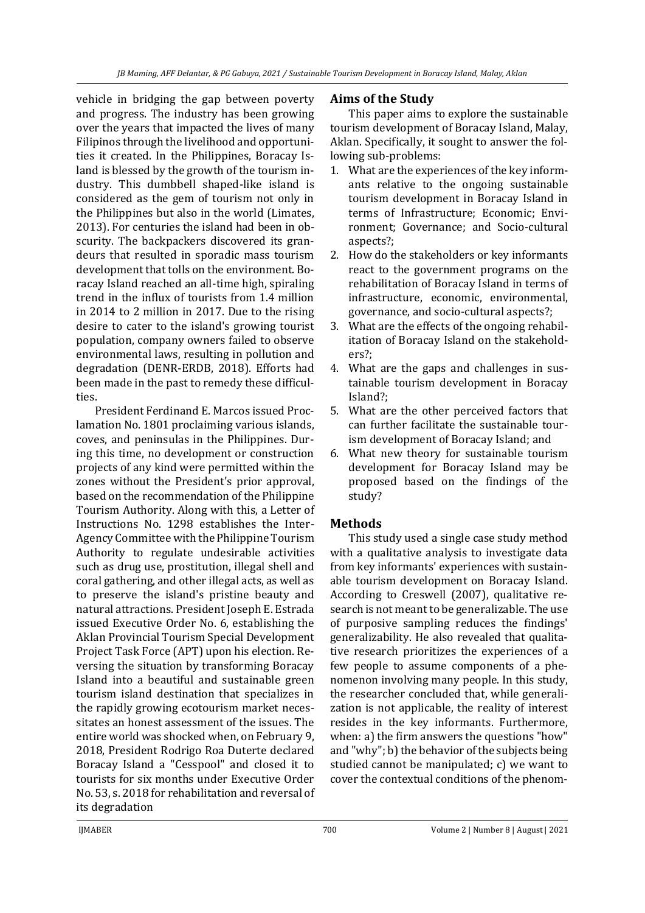vehicle in bridging the gap between poverty and progress. The industry has been growing over the years that impacted the lives of many Filipinos through the livelihood and opportunities it created. In the Philippines, Boracay Island is blessed by the growth of the tourism industry. This dumbbell shaped-like island is considered as the gem of tourism not only in the Philippines but also in the world (Limates, 2013). For centuries the island had been in obscurity. The backpackers discovered its grandeurs that resulted in sporadic mass tourism development that tolls on the environment. Boracay Island reached an all-time high, spiraling trend in the influx of tourists from 1.4 million in 2014 to 2 million in 2017. Due to the rising desire to cater to the island's growing tourist population, company owners failed to observe environmental laws, resulting in pollution and degradation (DENR-ERDB, 2018). Efforts had been made in the past to remedy these difficulties.

President Ferdinand E. Marcos issued Proclamation No. 1801 proclaiming various islands, coves, and peninsulas in the Philippines. During this time, no development or construction projects of any kind were permitted within the zones without the President's prior approval, based on the recommendation of the Philippine Tourism Authority. Along with this, a Letter of Instructions No. 1298 establishes the Inter-Agency Committee with the Philippine Tourism Authority to regulate undesirable activities such as drug use, prostitution, illegal shell and coral gathering, and other illegal acts, as well as to preserve the island's pristine beauty and natural attractions. President Joseph E. Estrada issued Executive Order No. 6, establishing the Aklan Provincial Tourism Special Development Project Task Force (APT) upon his election. Reversing the situation by transforming Boracay Island into a beautiful and sustainable green tourism island destination that specializes in the rapidly growing ecotourism market necessitates an honest assessment of the issues. The entire world was shocked when, on February 9, 2018, President Rodrigo Roa Duterte declared Boracay Island a "Cesspool" and closed it to tourists for six months under Executive Order No. 53, s. 2018 for rehabilitation and reversal of its degradation

## Aims of the Study

This paper aims to explore the sustainable tourism development of Boracay Island, Malay, Aklan. Specifically, it sought to answer the following sub-problems:

1. What are the experiences of the key informants relative to the ongoing sustainable tourism development in Boracay Island in terms of Infrastructure; Economic; Environment; Governance; and Socio-cultural aspects?;
2. How do the stakeholders or key informants react to the government programs on the rehabilitation of Boracay Island in terms of infrastructure, economic, environmental, governance, and socio-cultural aspects?;
3. What are the effects of the ongoing rehabilitation of Boracay Island on the stakeholders?;
4. What are the gaps and challenges in sustainable tourism development in Boracay Island?;
5. What are the other perceived factors that can further facilitate the sustainable tourism development of Boracay Island; and
6. What new theory for sustainable tourism development for Boracay Island may be proposed based on the findings of the study?

## Methods

This study used a single case study method with a qualitative analysis to investigate data from key informants' experiences with sustainable tourism development on Boracay Island. According to Creswell (2007), qualitative research is not meant to be generalizable. The use of purposive sampling reduces the findings' generalizability. He also revealed that qualitative research prioritizes the experiences of a few people to assume components of a phenomenon involving many people. In this study, the researcher concluded that, while generalization is not applicable, the reality of interest resides in the key informants. Furthermore, when: a) the firm answers the questions "how" and "why"; b) the behavior of the subjects being studied cannot be manipulated; c) we want to cover the contextual conditions of the phenom-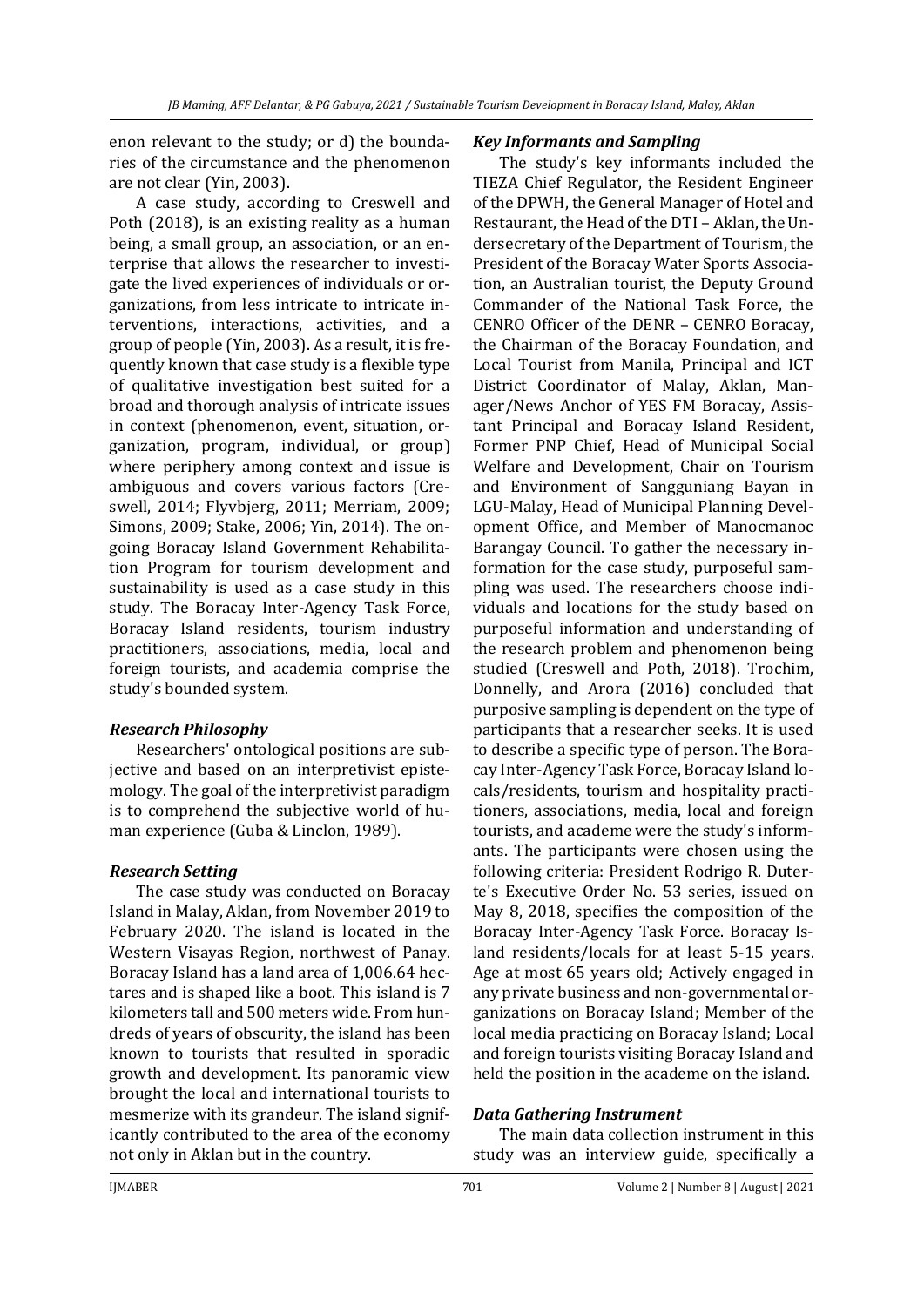enon relevant to the study; or d) the boundaries of the circumstance and the phenomenon are not clear (Yin, 2003).

A case study, according to Creswell and Poth (2018), is an existing reality as a human being, a small group, an association, or an enterprise that allows the researcher to investigate the lived experiences of individuals or organizations, from less intricate to intricate interventions, interactions, activities, and a group of people (Yin, 2003). As a result, it is frequently known that case study is a flexible type of qualitative investigation best suited for a broad and thorough analysis of intricate issues in context (phenomenon, event, situation, organization, program, individual, or group) where periphery among context and issue is ambiguous and covers various factors (Creswell, 2014; Flyvbjerg, 2011; Merriam, 2009; Simons, 2009; Stake, 2006; Yin, 2014). The ongoing Boracay Island Government Rehabilitation Program for tourism development and sustainability is used as a case study in this study. The Boracay Inter-Agency Task Force, Boracay Island residents, tourism industry practitioners, associations, media, local and foreign tourists, and academia comprise the study's bounded system.

### *Research Philosophy*

Researchers' ontological positions are subjective and based on an interpretivist epistemology. The goal of the interpretivist paradigm is to comprehend the subjective world of human experience (Guba & Linclon, 1989).

### *Research Setting*

The case study was conducted on Boracay Island in Malay, Aklan, from November 2019 to February 2020. The island is located in the Western Visayas Region, northwest of Panay. Boracay Island has a land area of 1,006.64 hectares and is shaped like a boot. This island is 7 kilometers tall and 500 meters wide. From hundreds of years of obscurity, the island has been known to tourists that resulted in sporadic growth and development. Its panoramic view brought the local and international tourists to mesmerize with its grandeur. The island significantly contributed to the area of the economy not only in Aklan but in the country.

### *Key Informants and Sampling*

The study's key informants included the TIEZA Chief Regulator, the Resident Engineer of the DPWH, the General Manager of Hotel and Restaurant, the Head of the DTI – Aklan, the Undersecretary of the Department of Tourism, the President of the Boracay Water Sports Association, an Australian tourist, the Deputy Ground Commander of the National Task Force, the CENRO Officer of the DENR – CENRO Boracay, the Chairman of the Boracay Foundation, and Local Tourist from Manila, Principal and ICT District Coordinator of Malay, Aklan, Manager/News Anchor of YES FM Boracay, Assistant Principal and Boracay Island Resident, Former PNP Chief, Head of Municipal Social Welfare and Development, Chair on Tourism and Environment of Sangguniang Bayan in LGU-Malay, Head of Municipal Planning Development Office, and Member of Manocmanoc Barangay Council. To gather the necessary information for the case study, purposeful sampling was used. The researchers choose individuals and locations for the study based on purposeful information and understanding of the research problem and phenomenon being studied (Creswell and Poth, 2018). Trochim, Donnelly, and Arora (2016) concluded that purposive sampling is dependent on the type of participants that a researcher seeks. It is used to describe a specific type of person. The Boracay Inter-Agency Task Force, Boracay Island locals/residents, tourism and hospitality practitioners, associations, media, local and foreign tourists, and academe were the study's informants. The participants were chosen using the following criteria: President Rodrigo R. Duterte's Executive Order No. 53 series, issued on May 8, 2018, specifies the composition of the Boracay Inter-Agency Task Force. Boracay Island residents/locals for at least 5-15 years. Age at most 65 years old; Actively engaged in any private business and non-governmental organizations on Boracay Island; Member of the local media practicing on Boracay Island; Local and foreign tourists visiting Boracay Island and held the position in the academe on the island.

### *Data Gathering Instrument*

The main data collection instrument in this study was an interview guide, specifically a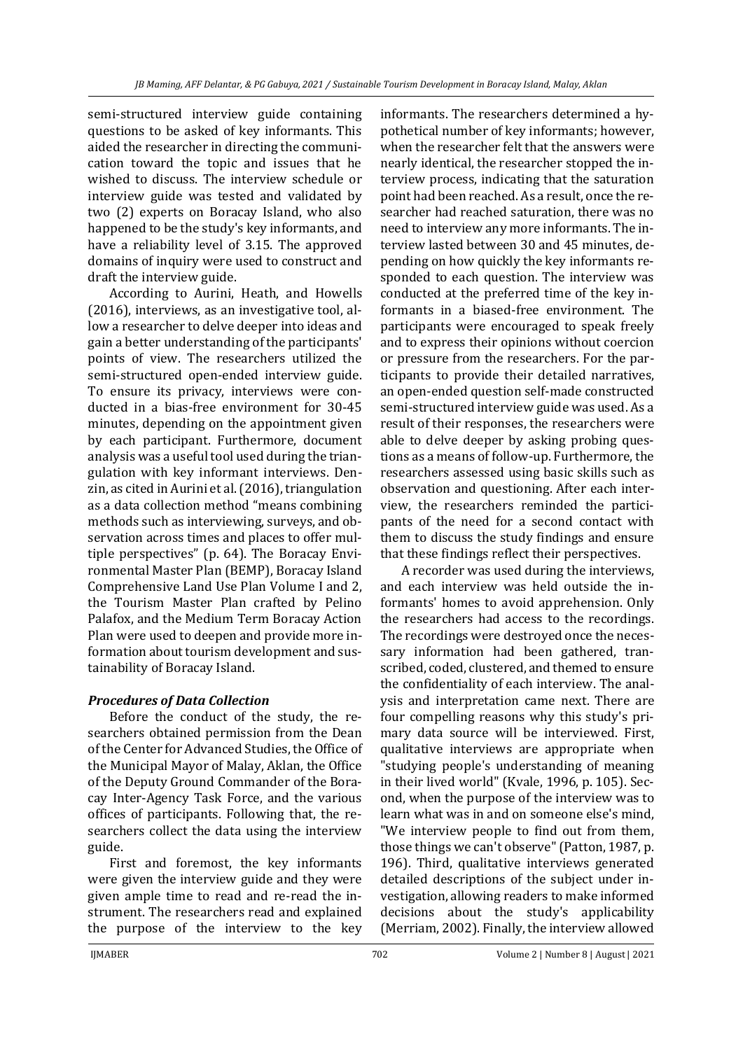semi-structured interview guide containing questions to be asked of key informants. This aided the researcher in directing the communication toward the topic and issues that he wished to discuss. The interview schedule or interview guide was tested and validated by two (2) experts on Boracay Island, who also happened to be the study's key informants, and have a reliability level of 3.15. The approved domains of inquiry were used to construct and draft the interview guide.

According to Aurini, Heath, and Howells (2016), interviews, as an investigative tool, allow a researcher to delve deeper into ideas and gain a better understanding of the participants' points of view. The researchers utilized the semi-structured open-ended interview guide. To ensure its privacy, interviews were conducted in a bias-free environment for 30-45 minutes, depending on the appointment given by each participant. Furthermore, document analysis was a useful tool used during the triangulation with key informant interviews. Denzin, as cited in Aurini et al. (2016), triangulation as a data collection method "means combining methods such as interviewing, surveys, and observation across times and places to offer multiple perspectives" (p. 64). The Boracay Environmental Master Plan (BEMP), Boracay Island Comprehensive Land Use Plan Volume I and 2, the Tourism Master Plan crafted by Pelino Palafox, and the Medium Term Boracay Action Plan were used to deepen and provide more information about tourism development and sustainability of Boracay Island.

### *Procedures of Data Collection*

Before the conduct of the study, the researchers obtained permission from the Dean of the Center for Advanced Studies, the Office of the Municipal Mayor of Malay, Aklan, the Office of the Deputy Ground Commander of the Boracay Inter-Agency Task Force, and the various offices of participants. Following that, the researchers collect the data using the interview guide.

First and foremost, the key informants were given the interview guide and they were given ample time to read and re-read the instrument. The researchers read and explained the purpose of the interview to the key informants. The researchers determined a hypothetical number of key informants; however, when the researcher felt that the answers were nearly identical, the researcher stopped the interview process, indicating that the saturation point had been reached. As a result, once the researcher had reached saturation, there was no need to interview any more informants. The interview lasted between 30 and 45 minutes, depending on how quickly the key informants responded to each question. The interview was conducted at the preferred time of the key informants in a biased-free environment. The participants were encouraged to speak freely and to express their opinions without coercion or pressure from the researchers. For the participants to provide their detailed narratives, an open-ended question self-made constructed semi-structured interview guide was used. As a result of their responses, the researchers were able to delve deeper by asking probing questions as a means of follow-up. Furthermore, the researchers assessed using basic skills such as observation and questioning. After each interview, the researchers reminded the participants of the need for a second contact with them to discuss the study findings and ensure that these findings reflect their perspectives.

A recorder was used during the interviews, and each interview was held outside the informants' homes to avoid apprehension. Only the researchers had access to the recordings. The recordings were destroyed once the necessary information had been gathered, transcribed, coded, clustered, and themed to ensure the confidentiality of each interview. The analysis and interpretation came next. There are four compelling reasons why this study's primary data source will be interviewed. First, qualitative interviews are appropriate when "studying people's understanding of meaning in their lived world" (Kvale, 1996, p. 105). Second, when the purpose of the interview was to learn what was in and on someone else's mind, "We interview people to find out from them, those things we can't observe" (Patton, 1987, p. 196). Third, qualitative interviews generated detailed descriptions of the subject under investigation, allowing readers to make informed decisions about the study's applicability (Merriam, 2002). Finally, the interview allowed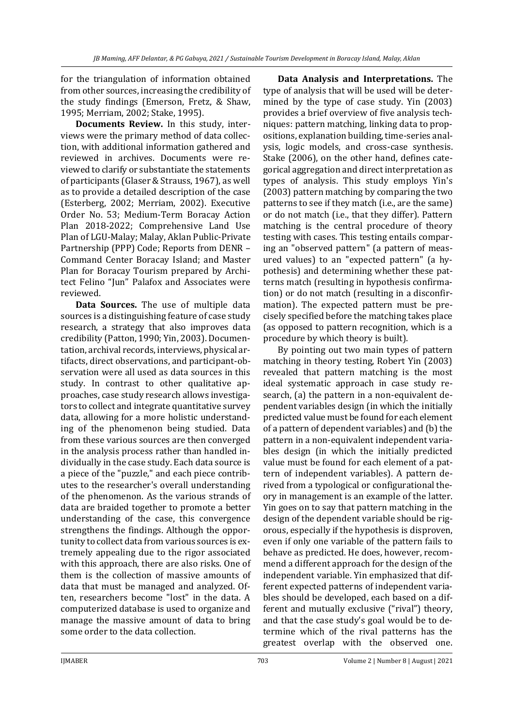for the triangulation of information obtained from other sources, increasing the credibility of the study findings (Emerson, Fretz, & Shaw, 1995; Merriam, 2002; Stake, 1995).

**Documents Review.** In this study, interviews were the primary method of data collection, with additional information gathered and reviewed in archives. Documents were reviewed to clarify or substantiate the statements of participants (Glaser & Strauss, 1967), as well as to provide a detailed description of the case (Esterberg, 2002; Merriam, 2002). Executive Order No. 53; Medium-Term Boracay Action Plan 2018-2022; Comprehensive Land Use Plan of LGU-Malay; Malay, Aklan Public-Private Partnership (PPP) Code; Reports from DENR – Command Center Boracay Island; and Master Plan for Boracay Tourism prepared by Architect Felino "Jun" Palafox and Associates were reviewed.

**Data Sources.** The use of multiple data sources is a distinguishing feature of case study research, a strategy that also improves data credibility (Patton, 1990; Yin, 2003). Documentation, archival records, interviews, physical artifacts, direct observations, and participant-observation were all used as data sources in this study. In contrast to other qualitative approaches, case study research allows investigators to collect and integrate quantitative survey data, allowing for a more holistic understanding of the phenomenon being studied. Data from these various sources are then converged in the analysis process rather than handled individually in the case study. Each data source is a piece of the "puzzle," and each piece contributes to the researcher's overall understanding of the phenomenon. As the various strands of data are braided together to promote a better understanding of the case, this convergence strengthens the findings. Although the opportunity to collect data from various sources is extremely appealing due to the rigor associated with this approach, there are also risks. One of them is the collection of massive amounts of data that must be managed and analyzed. Often, researchers become "lost" in the data. A computerized database is used to organize and manage the massive amount of data to bring some order to the data collection.

**Data Analysis and Interpretations.** The type of analysis that will be used will be determined by the type of case study. Yin (2003) provides a brief overview of five analysis techniques: pattern matching, linking data to propositions, explanation building, time-series analysis, logic models, and cross-case synthesis. Stake (2006), on the other hand, defines categorical aggregation and direct interpretation as types of analysis. This study employs Yin's (2003) pattern matching by comparing the two patterns to see if they match (i.e., are the same) or do not match (i.e., that they differ). Pattern matching is the central procedure of theory testing with cases. This testing entails comparing an "observed pattern" (a pattern of measured values) to an "expected pattern" (a hypothesis) and determining whether these patterns match (resulting in hypothesis confirmation) or do not match (resulting in a disconfirmation). The expected pattern must be precisely specified before the matching takes place (as opposed to pattern recognition, which is a procedure by which theory is built).

By pointing out two main types of pattern matching in theory testing, Robert Yin (2003) revealed that pattern matching is the most ideal systematic approach in case study research, (a) the pattern in a non-equivalent dependent variables design (in which the initially predicted value must be found for each element of a pattern of dependent variables) and (b) the pattern in a non-equivalent independent variables design (in which the initially predicted value must be found for each element of a pattern of independent variables). A pattern derived from a typological or configurational theory in management is an example of the latter. Yin goes on to say that pattern matching in the design of the dependent variable should be rigorous, especially if the hypothesis is disproven, even if only one variable of the pattern fails to behave as predicted. He does, however, recommend a different approach for the design of the independent variable. Yin emphasized that different expected patterns of independent variables should be developed, each based on a different and mutually exclusive ("rival") theory, and that the case study's goal would be to determine which of the rival patterns has the greatest overlap with the observed one.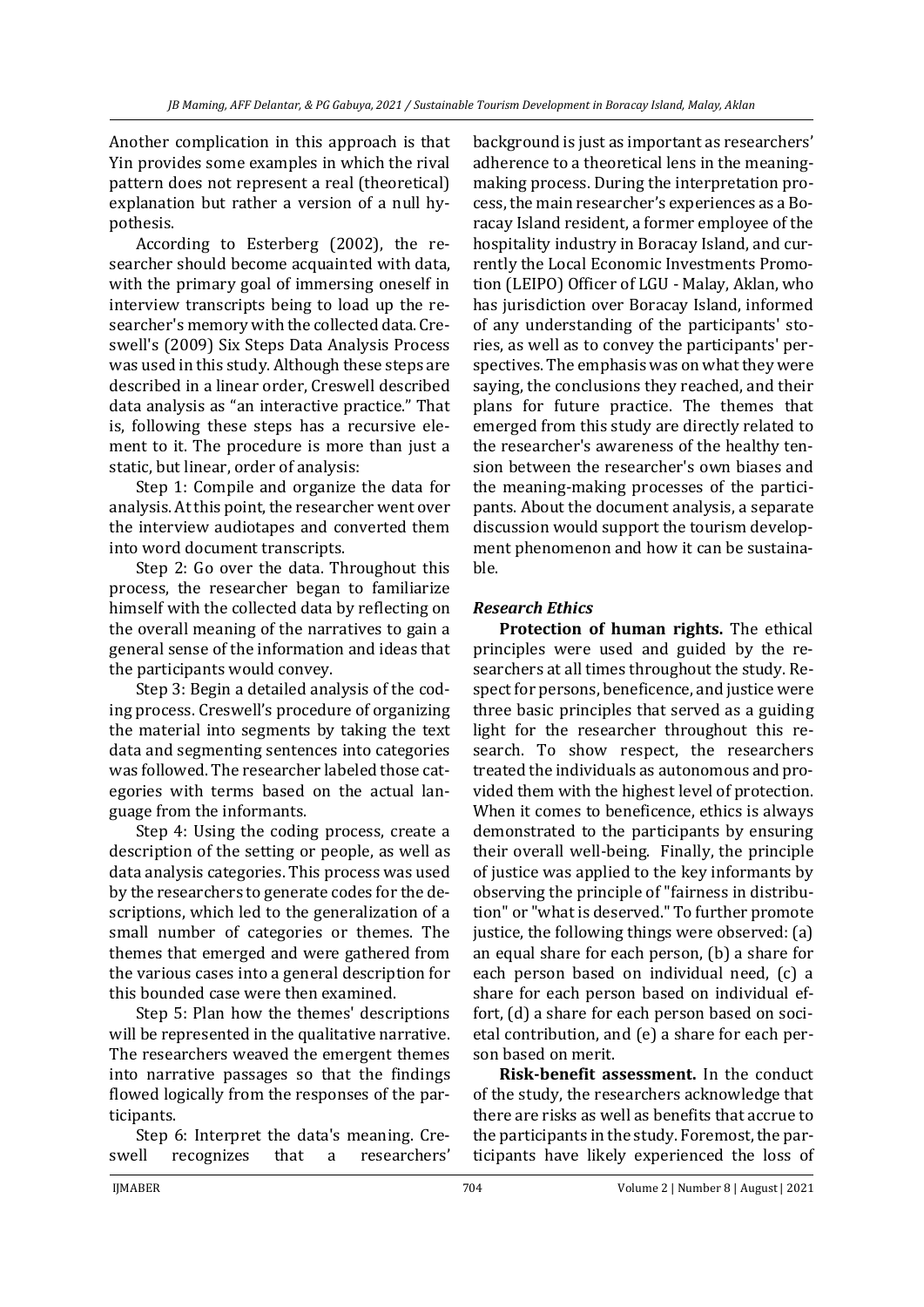Another complication in this approach is that Yin provides some examples in which the rival pattern does not represent a real (theoretical) explanation but rather a version of a null hypothesis.

According to Esterberg (2002), the researcher should become acquainted with data, with the primary goal of immersing oneself in interview transcripts being to load up the researcher's memory with the collected data. Creswell's (2009) Six Steps Data Analysis Process was used in this study. Although these steps are described in a linear order, Creswell described data analysis as "an interactive practice." That is, following these steps has a recursive element to it. The procedure is more than just a static, but linear, order of analysis:

Step 1: Compile and organize the data for analysis. At this point, the researcher went over the interview audiotapes and converted them into word document transcripts.

Step 2: Go over the data. Throughout this process, the researcher began to familiarize himself with the collected data by reflecting on the overall meaning of the narratives to gain a general sense of the information and ideas that the participants would convey.

Step 3: Begin a detailed analysis of the coding process. Creswell's procedure of organizing the material into segments by taking the text data and segmenting sentences into categories was followed. The researcher labeled those categories with terms based on the actual language from the informants.

Step 4: Using the coding process, create a description of the setting or people, as well as data analysis categories. This process was used by the researchers to generate codes for the descriptions, which led to the generalization of a small number of categories or themes. The themes that emerged and were gathered from the various cases into a general description for this bounded case were then examined.

Step 5: Plan how the themes' descriptions will be represented in the qualitative narrative. The researchers weaved the emergent themes into narrative passages so that the findings flowed logically from the responses of the participants.

Step 6: Interpret the data's meaning. Creswell recognizes that a researchers' background is just as important as researchers' adherence to a theoretical lens in the meaning-making process. During the interpretation process, the main researcher's experiences as a Boracay Island resident, a former employee of the hospitality industry in Boracay Island, and currently the Local Economic Investments Promotion (LEIPO) Officer of LGU - Malay, Aklan, who has jurisdiction over Boracay Island, informed of any understanding of the participants' stories, as well as to convey the participants' perspectives. The emphasis was on what they were saying, the conclusions they reached, and their plans for future practice. The themes that emerged from this study are directly related to the researcher's awareness of the healthy tension between the researcher's own biases and the meaning-making processes of the participants. About the document analysis, a separate discussion would support the tourism development phenomenon and how it can be sustainable.

### *Research Ethics*

**Protection of human rights.** The ethical principles were used and guided by the researchers at all times throughout the study. Respect for persons, beneficence, and justice were three basic principles that served as a guiding light for the researcher throughout this research. To show respect, the researchers treated the individuals as autonomous and provided them with the highest level of protection. When it comes to beneficence, ethics is always demonstrated to the participants by ensuring their overall well-being. Finally, the principle of justice was applied to the key informants by observing the principle of "fairness in distribution" or "what is deserved." To further promote justice, the following things were observed: (a) an equal share for each person, (b) a share for each person based on individual need, (c) a share for each person based on individual effort, (d) a share for each person based on societal contribution, and (e) a share for each person based on merit.

**Risk-benefit assessment.** In the conduct of the study, the researchers acknowledge that there are risks as well as benefits that accrue to the participants in the study. Foremost, the participants have likely experienced the loss of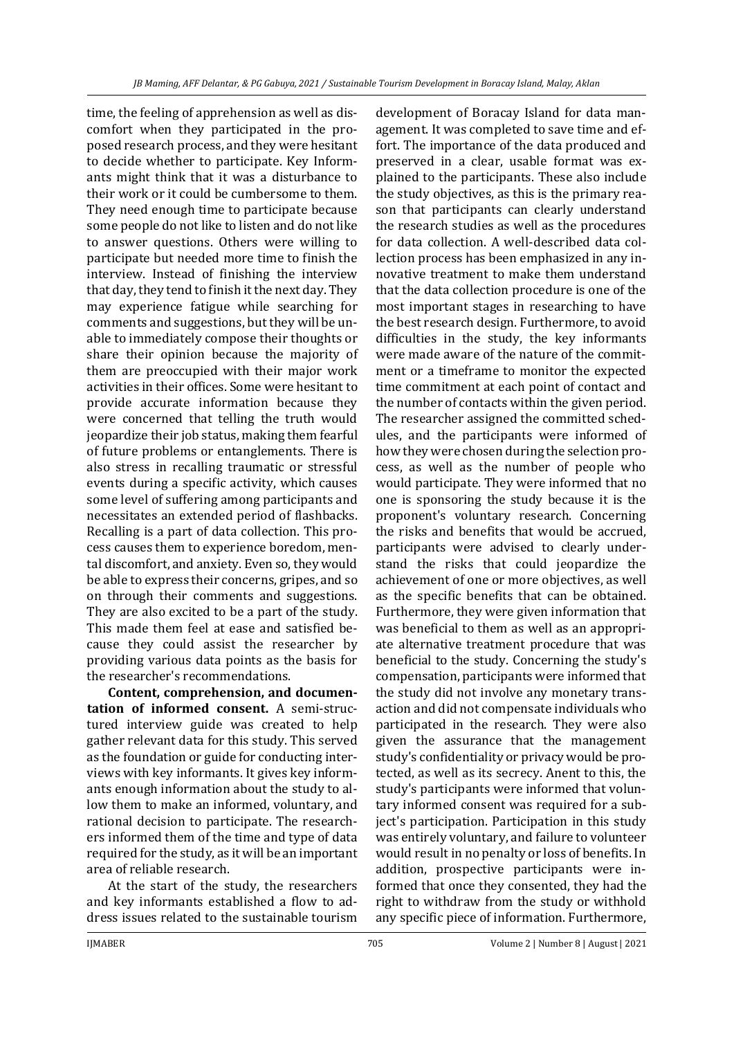time, the feeling of apprehension as well as discomfort when they participated in the proposed research process, and they were hesitant to decide whether to participate. Key Informants might think that it was a disturbance to their work or it could be cumbersome to them. They need enough time to participate because some people do not like to listen and do not like to answer questions. Others were willing to participate but needed more time to finish the interview. Instead of finishing the interview that day, they tend to finish it the next day. They may experience fatigue while searching for comments and suggestions, but they will be unable to immediately compose their thoughts or share their opinion because the majority of them are preoccupied with their major work activities in their offices. Some were hesitant to provide accurate information because they were concerned that telling the truth would jeopardize their job status, making them fearful of future problems or entanglements. There is also stress in recalling traumatic or stressful events during a specific activity, which causes some level of suffering among participants and necessitates an extended period of flashbacks. Recalling is a part of data collection. This process causes them to experience boredom, mental discomfort, and anxiety. Even so, they would be able to express their concerns, gripes, and so on through their comments and suggestions. They are also excited to be a part of the study. This made them feel at ease and satisfied because they could assist the researcher by providing various data points as the basis for the researcher's recommendations.

**Content, comprehension, and documentation of informed consent.** A semi-structured interview guide was created to help gather relevant data for this study. This served as the foundation or guide for conducting interviews with key informants. It gives key informants enough information about the study to allow them to make an informed, voluntary, and rational decision to participate. The researchers informed them of the time and type of data required for the study, as it will be an important area of reliable research.

At the start of the study, the researchers and key informants established a flow to address issues related to the sustainable tourism development of Boracay Island for data management. It was completed to save time and effort. The importance of the data produced and preserved in a clear, usable format was explained to the participants. These also include the study objectives, as this is the primary reason that participants can clearly understand the research studies as well as the procedures for data collection. A well-described data collection process has been emphasized in any innovative treatment to make them understand that the data collection procedure is one of the most important stages in researching to have the best research design. Furthermore, to avoid difficulties in the study, the key informants were made aware of the nature of the commitment or a timeframe to monitor the expected time commitment at each point of contact and the number of contacts within the given period. The researcher assigned the committed schedules, and the participants were informed of how they were chosen during the selection process, as well as the number of people who would participate. They were informed that no one is sponsoring the study because it is the proponent's voluntary research. Concerning the risks and benefits that would be accrued, participants were advised to clearly understand the risks that could jeopardize the achievement of one or more objectives, as well as the specific benefits that can be obtained. Furthermore, they were given information that was beneficial to them as well as an appropriate alternative treatment procedure that was beneficial to the study. Concerning the study's compensation, participants were informed that the study did not involve any monetary transaction and did not compensate individuals who participated in the research. They were also given the assurance that the management study's confidentiality or privacy would be protected, as well as its secrecy. Anent to this, the study's participants were informed that voluntary informed consent was required for a subject's participation. Participation in this study was entirely voluntary, and failure to volunteer would result in no penalty or loss of benefits. In addition, prospective participants were informed that once they consented, they had the right to withdraw from the study or withhold any specific piece of information. Furthermore,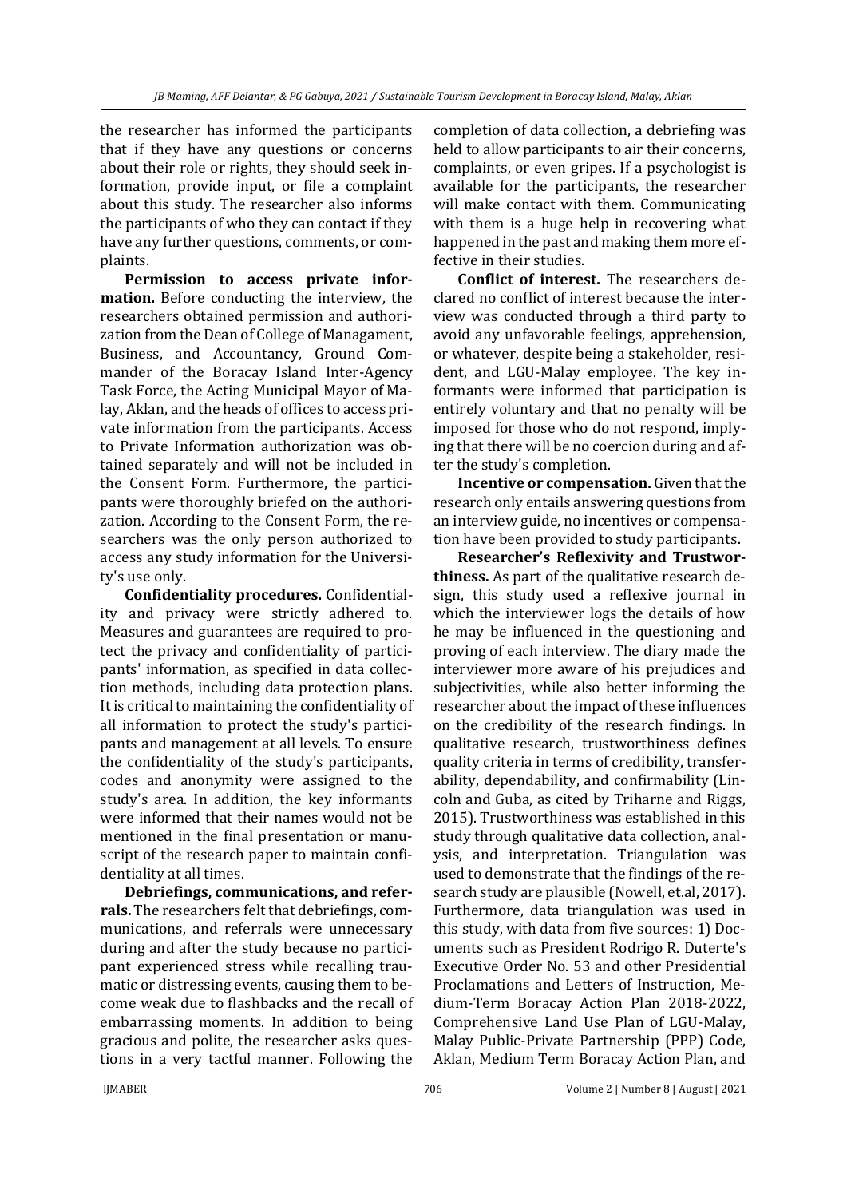the researcher has informed the participants that if they have any questions or concerns about their role or rights, they should seek information, provide input, or file a complaint about this study. The researcher also informs the participants of who they can contact if they have any further questions, comments, or complaints.

**Permission to access private information.** Before conducting the interview, the researchers obtained permission and authorization from the Dean of College of Managament, Business, and Accountancy, Ground Commander of the Boracay Island Inter-Agency Task Force, the Acting Municipal Mayor of Malay, Aklan, and the heads of offices to access private information from the participants. Access to Private Information authorization was obtained separately and will not be included in the Consent Form. Furthermore, the participants were thoroughly briefed on the authorization. According to the Consent Form, the researchers was the only person authorized to access any study information for the University's use only.

**Confidentiality procedures.** Confidentiality and privacy were strictly adhered to. Measures and guarantees are required to protect the privacy and confidentiality of participants' information, as specified in data collection methods, including data protection plans. It is critical to maintaining the confidentiality of all information to protect the study's participants and management at all levels. To ensure the confidentiality of the study's participants, codes and anonymity were assigned to the study's area. In addition, the key informants were informed that their names would not be mentioned in the final presentation or manuscript of the research paper to maintain confidentiality at all times.

**Debriefings, communications, and referrals.** The researchers felt that debriefings, communications, and referrals were unnecessary during and after the study because no participant experienced stress while recalling traumatic or distressing events, causing them to become weak due to flashbacks and the recall of embarrassing moments. In addition to being gracious and polite, the researcher asks questions in a very tactful manner. Following the completion of data collection, a debriefing was held to allow participants to air their concerns, complaints, or even gripes. If a psychologist is available for the participants, the researcher will make contact with them. Communicating with them is a huge help in recovering what happened in the past and making them more effective in their studies.

**Conflict of interest.** The researchers declared no conflict of interest because the interview was conducted through a third party to avoid any unfavorable feelings, apprehension, or whatever, despite being a stakeholder, resident, and LGU-Malay employee. The key informants were informed that participation is entirely voluntary and that no penalty will be imposed for those who do not respond, implying that there will be no coercion during and after the study's completion.

**Incentive or compensation.** Given that the research only entails answering questions from an interview guide, no incentives or compensation have been provided to study participants.

**Researcher's Reflexivity and Trustworthiness.** As part of the qualitative research design, this study used a reflexive journal in which the interviewer logs the details of how he may be influenced in the questioning and proving of each interview. The diary made the interviewer more aware of his prejudices and subjectivities, while also better informing the researcher about the impact of these influences on the credibility of the research findings. In qualitative research, trustworthiness defines quality criteria in terms of credibility, transferability, dependability, and confirmability (Lincoln and Guba, as cited by Triharne and Riggs, 2015). Trustworthiness was established in this study through qualitative data collection, analysis, and interpretation. Triangulation was used to demonstrate that the findings of the research study are plausible (Nowell, et.al, 2017). Furthermore, data triangulation was used in this study, with data from five sources: 1) Documents such as President Rodrigo R. Duterte's Executive Order No. 53 and other Presidential Proclamations and Letters of Instruction, Medium-Term Boracay Action Plan 2018-2022, Comprehensive Land Use Plan of LGU-Malay, Malay Public-Private Partnership (PPP) Code, Aklan, Medium Term Boracay Action Plan, and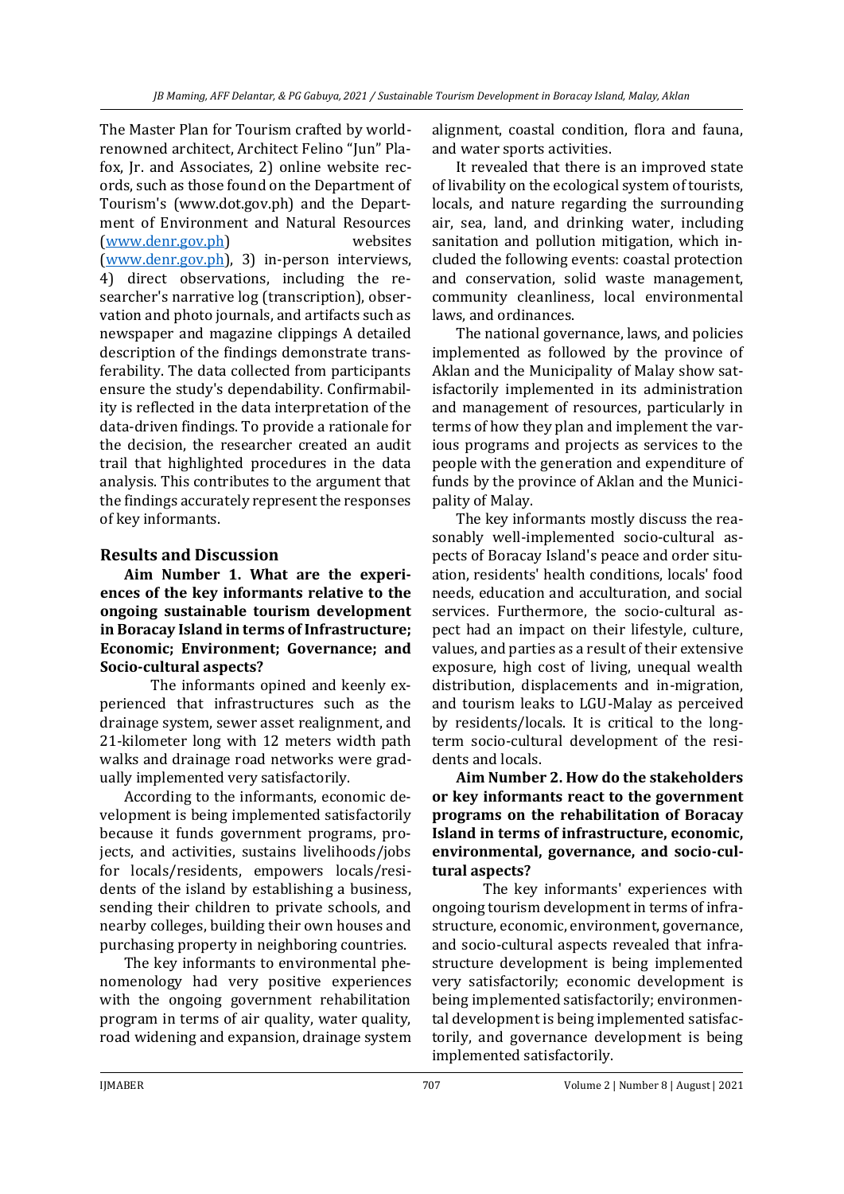The Master Plan for Tourism crafted by world-renowned architect, Architect Felino "Jun" Palafox, Jr. and Associates, 2) online website records, such as those found on the Department of Tourism's (www.dot.gov.ph) and the Department of Environment and Natural Resources (www.denr.gov.ph) websites (www.denr.gov.ph), 3) in-person interviews, 4) direct observations, including the researcher's narrative log (transcription), observation and photo journals, and artifacts such as newspaper and magazine clippings A detailed description of the findings demonstrate transferability. The data collected from participants ensure the study's dependability. Confirmability is reflected in the data interpretation of the data-driven findings. To provide a rationale for the decision, the researcher created an audit trail that highlighted procedures in the data analysis. This contributes to the argument that the findings accurately represent the responses of key informants.

## Results and Discussion

**Aim Number 1. What are the experiences of the key informants relative to the ongoing sustainable tourism development in Boracay Island in terms of Infrastructure; Economic; Environment; Governance; and Socio-cultural aspects?**

The informants opined and keenly experienced that infrastructures such as the drainage system, sewer asset realignment, and 21-kilometer long with 12 meters width path walks and drainage road networks were gradually implemented very satisfactorily.

According to the informants, economic development is being implemented satisfactorily because it funds government programs, projects, and activities, sustains livelihoods/jobs for locals/residents, empowers locals/residents of the island by establishing a business, sending their children to private schools, and nearby colleges, building their own houses and purchasing property in neighboring countries.

The key informants to environmental phenomenology had very positive experiences with the ongoing government rehabilitation program in terms of air quality, water quality, road widening and expansion, drainage system alignment, coastal condition, flora and fauna, and water sports activities.

It revealed that there is an improved state of livability on the ecological system of tourists, locals, and nature regarding the surrounding air, sea, land, and drinking water, including sanitation and pollution mitigation, which included the following events: coastal protection and conservation, solid waste management, community cleanliness, local environmental laws, and ordinances.

The national governance, laws, and policies implemented as followed by the province of Aklan and the Municipality of Malay show satisfactorily implemented in its administration and management of resources, particularly in terms of how they plan and implement the various programs and projects as services to the people with the generation and expenditure of funds by the province of Aklan and the Municipality of Malay.

The key informants mostly discuss the reasonably well-implemented socio-cultural aspects of Boracay Island's peace and order situation, residents' health conditions, locals' food needs, education and acculturation, and social services. Furthermore, the socio-cultural aspect had an impact on their lifestyle, culture, values, and parties as a result of their extensive exposure, high cost of living, unequal wealth distribution, displacements and in-migration, and tourism leaks to LGU-Malay as perceived by residents/locals. It is critical to the long-term socio-cultural development of the residents and locals.

**Aim Number 2. How do the stakeholders or key informants react to the government programs on the rehabilitation of Boracay Island in terms of infrastructure, economic, environmental, governance, and socio-cultural aspects?**

The key informants' experiences with ongoing tourism development in terms of infrastructure, economic, environment, governance, and socio-cultural aspects revealed that infrastructure development is being implemented very satisfactorily; economic development is being implemented satisfactorily; environmental development is being implemented satisfactorily, and governance development is being implemented satisfactorily.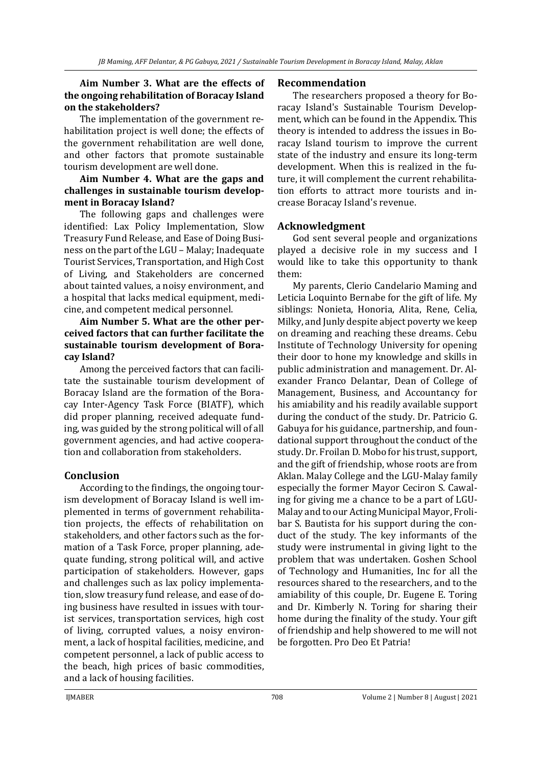**Aim Number 3. What are the effects of the ongoing rehabilitation of Boracay Island on the stakeholders?**

The implementation of the government rehabilitation project is well done; the effects of the government rehabilitation are well done, and other factors that promote sustainable tourism development are well done.

**Aim Number 4. What are the gaps and challenges in sustainable tourism development in Boracay Island?**

The following gaps and challenges were identified: Lax Policy Implementation, Slow Treasury Fund Release, and Ease of Doing Business on the part of the LGU – Malay; Inadequate Tourist Services, Transportation, and High Cost of Living, and Stakeholders are concerned about tainted values, a noisy environment, and a hospital that lacks medical equipment, medicine, and competent medical personnel.

**Aim Number 5. What are the other perceived factors that can further facilitate the sustainable tourism development of Boracay Island?**

Among the perceived factors that can facilitate the sustainable tourism development of Boracay Island are the formation of the Boracay Inter-Agency Task Force (BIATF), which did proper planning, received adequate funding, was guided by the strong political will of all government agencies, and had active cooperation and collaboration from stakeholders.

## Conclusion

According to the findings, the ongoing tourism development of Boracay Island is well implemented in terms of government rehabilitation projects, the effects of rehabilitation on stakeholders, and other factors such as the formation of a Task Force, proper planning, adequate funding, strong political will, and active participation of stakeholders. However, gaps and challenges such as lax policy implementation, slow treasury fund release, and ease of doing business have resulted in issues with tourist services, transportation services, high cost of living, corrupted values, a noisy environment, a lack of hospital facilities, medicine, and competent personnel, a lack of public access to the beach, high prices of basic commodities, and a lack of housing facilities.

## Recommendation

The researchers proposed a theory for Boracay Island's Sustainable Tourism Development, which can be found in the Appendix. This theory is intended to address the issues in Boracay Island tourism to improve the current state of the industry and ensure its long-term development. When this is realized in the future, it will complement the current rehabilitation efforts to attract more tourists and increase Boracay Island's revenue.

## Acknowledgment

God sent several people and organizations played a decisive role in my success and I would like to take this opportunity to thank them:

My parents, Clerio Candelario Maming and Leticia Loquinto Bernabe for the gift of life. My siblings: Nonieta, Honoria, Alita, Rene, Celia, Milky, and Junly despite abject poverty we keep on dreaming and reaching these dreams. Cebu Institute of Technology University for opening their door to hone my knowledge and skills in public administration and management. Dr. Alexander Franco Delantar, Dean of College of Management, Business, and Accountancy for his amiability and his readily available support during the conduct of the study. Dr. Patricio G. Gabuya for his guidance, partnership, and foundational support throughout the conduct of the study. Dr. Froilan D. Mobo for his trust, support, and the gift of friendship, whose roots are from Aklan. Malay College and the LGU-Malay family especially the former Mayor Ceciron S. Cawaling for giving me a chance to be a part of LGU-Malay and to our Acting Municipal Mayor, Frolibar S. Bautista for his support during the conduct of the study. The key informants of the study were instrumental in giving light to the problem that was undertaken. Goshen School of Technology and Humanities, Inc for all the resources shared to the researchers, and to the amiability of this couple, Dr. Eugene E. Toring and Dr. Kimberly N. Toring for sharing their home during the finality of the study. Your gift of friendship and help showered to me will not be forgotten. Pro Deo Et Patria!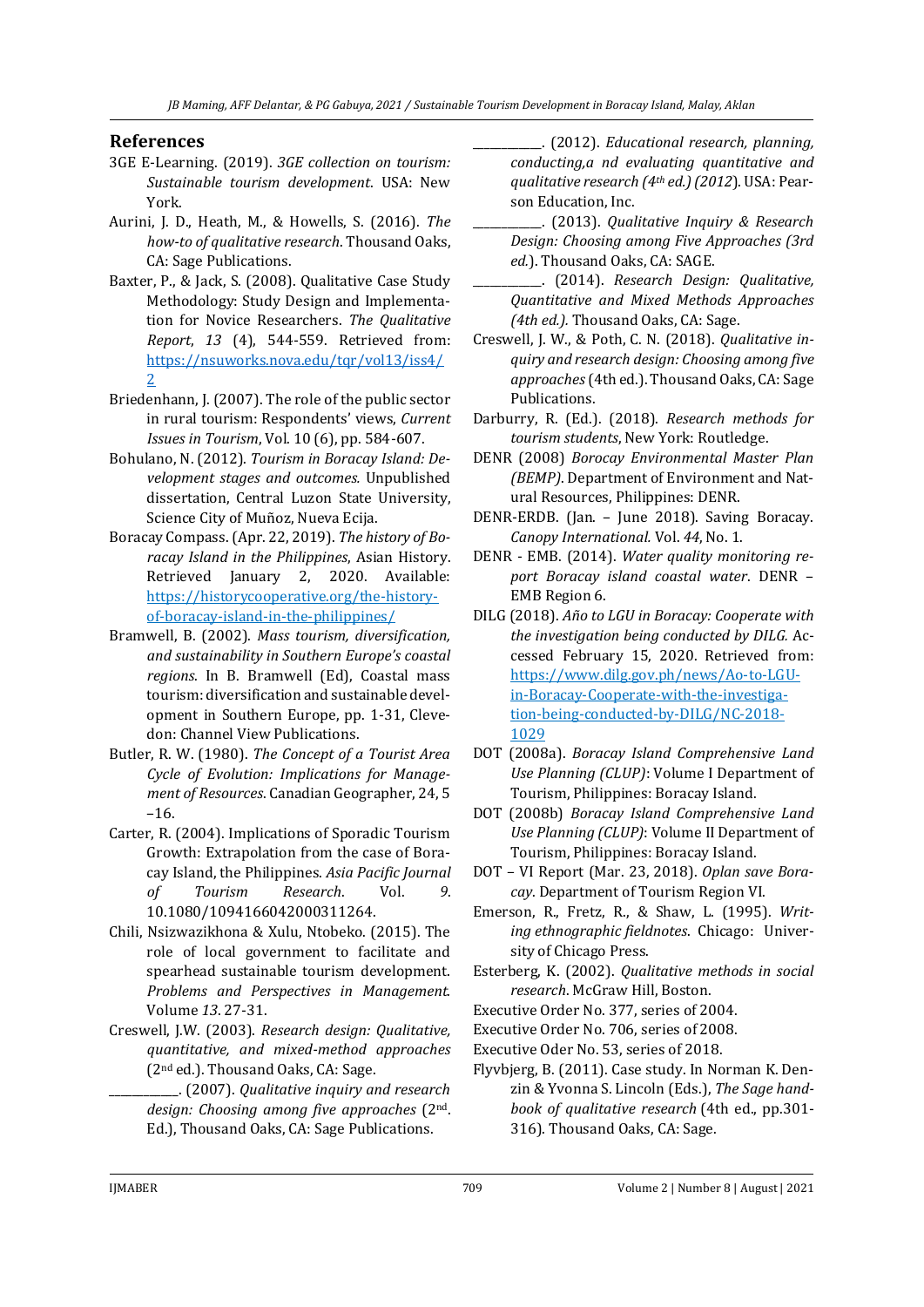## References

3GE E-Learning. (2019). *3GE collection on tourism: Sustainable tourism development*. USA: New York.

Aurini, J. D., Heath, M., & Howells, S. (2016). *The how-to of qualitative research*. Thousand Oaks, CA: Sage Publications.

Baxter, P., & Jack, S. (2008). Qualitative Case Study Methodology: Study Design and Implementation for Novice Researchers. *The Qualitative Report*, *13* (4), 544-559. Retrieved from: https://nsuworks.nova.edu/tqr/vol13/iss4/2

Briedenhann, J. (2007). The role of the public sector in rural tourism: Respondents' views, *Current Issues in Tourism*, Vol. 10 (6), pp. 584-607.

Bohulano, N. (2012). *Tourism in Boracay Island: Development stages and outcomes.* Unpublished dissertation, Central Luzon State University, Science City of Muñoz, Nueva Ecija.

Boracay Compass. (Apr. 22, 2019). *The history of Boracay Island in the Philippines*, Asian History. Retrieved January 2, 2020. Available: https://historycooperative.org/the-history-of-boracay-island-in-the-philippines/

Bramwell, B. (2002). *Mass tourism, diversification, and sustainability in Southern Europe's coastal regions*. In B. Bramwell (Ed), Coastal mass tourism: diversification and sustainable development in Southern Europe, pp. 1-31, Clevedon: Channel View Publications.

Butler, R. W. (1980). *The Concept of a Tourist Area Cycle of Evolution: Implications for Management of Resources*. Canadian Geographer, 24, 5 –16.

Carter, R. (2004). Implications of Sporadic Tourism Growth: Extrapolation from the case of Boracay Island, the Philippines. *Asia Pacific Journal of Tourism Research*. Vol. *9*. 10.1080/1094166042000311264.

Chili, Nsizwazikhona & Xulu, Ntobeko. (2015). The role of local government to facilitate and spearhead sustainable tourism development. *Problems and Perspectives in Management.* Volume *13*. 27-31.

Creswell, J.W. (2003). *Research design: Qualitative, quantitative, and mixed-method approaches* (2nd ed.). Thousand Oaks, CA: Sage.

___________. (2007). *Qualitative inquiry and research design: Choosing among five approaches* (2nd. Ed.), Thousand Oaks, CA: Sage Publications.

___________. (2012). *Educational research, planning, conducting,a nd evaluating quantitative and qualitative research (4th ed.) (2012*). USA: Pearson Education, Inc.

___________. (2013). *Qualitative Inquiry & Research Design: Choosing among Five Approaches (3rd ed.*). Thousand Oaks, CA: SAGE.

___________. (2014). *Research Design: Qualitative, Quantitative and Mixed Methods Approaches (4th ed.).* Thousand Oaks, CA: Sage.

Creswell, J. W., & Poth, C. N. (2018). *Qualitative inquiry and research design: Choosing among five approaches* (4th ed.). Thousand Oaks, CA: Sage Publications.

Darburry, R. (Ed.). (2018). *Research methods for tourism students*, New York: Routledge.

DENR (2008) *Borocay Environmental Master Plan (BEMP).* Department of Environment and Natural Resources, Philippines: DENR.

DENR-ERDB. (Jan. – June 2018). Saving Boracay. *Canopy International.* Vol. *44*, No. 1.

DENR - EMB. (2014). *Water quality monitoring report Boracay island coastal water*. DENR – EMB Region 6.

DILG (2018). *Año to LGU in Boracay: Cooperate with the investigation being conducted by DILG.* Accessed February 15, 2020. Retrieved from: https://www.dilg.gov.ph/news/Ao-to-LGU-in-Boracay-Cooperate-with-the-investigation-being-conducted-by-DILG/NC-2018-1029

DOT (2008a). *Boracay Island Comprehensive Land Use Planning (CLUP)*: Volume I Department of Tourism, Philippines: Boracay Island.

DOT (2008b) *Boracay Island Comprehensive Land Use Planning (CLUP)*: Volume II Department of Tourism, Philippines: Boracay Island.

DOT – VI Report (Mar. 23, 2018). *Oplan save Boracay*. Department of Tourism Region VI.

Emerson, R., Fretz, R., & Shaw, L. (1995). *Writing ethnographic fieldnotes*. Chicago: University of Chicago Press.

Esterberg, K. (2002). *Qualitative methods in social research*. McGraw Hill, Boston.

Executive Order No. 377, series of 2004.

Executive Order No. 706, series of 2008.

Executive Oder No. 53, series of 2018.

Flyvbjerg, B. (2011). Case study. In Norman K. Denzin & Yvonna S. Lincoln (Eds.), *The Sage handbook of qualitative research* (4th ed., pp.301-316). Thousand Oaks, CA: Sage.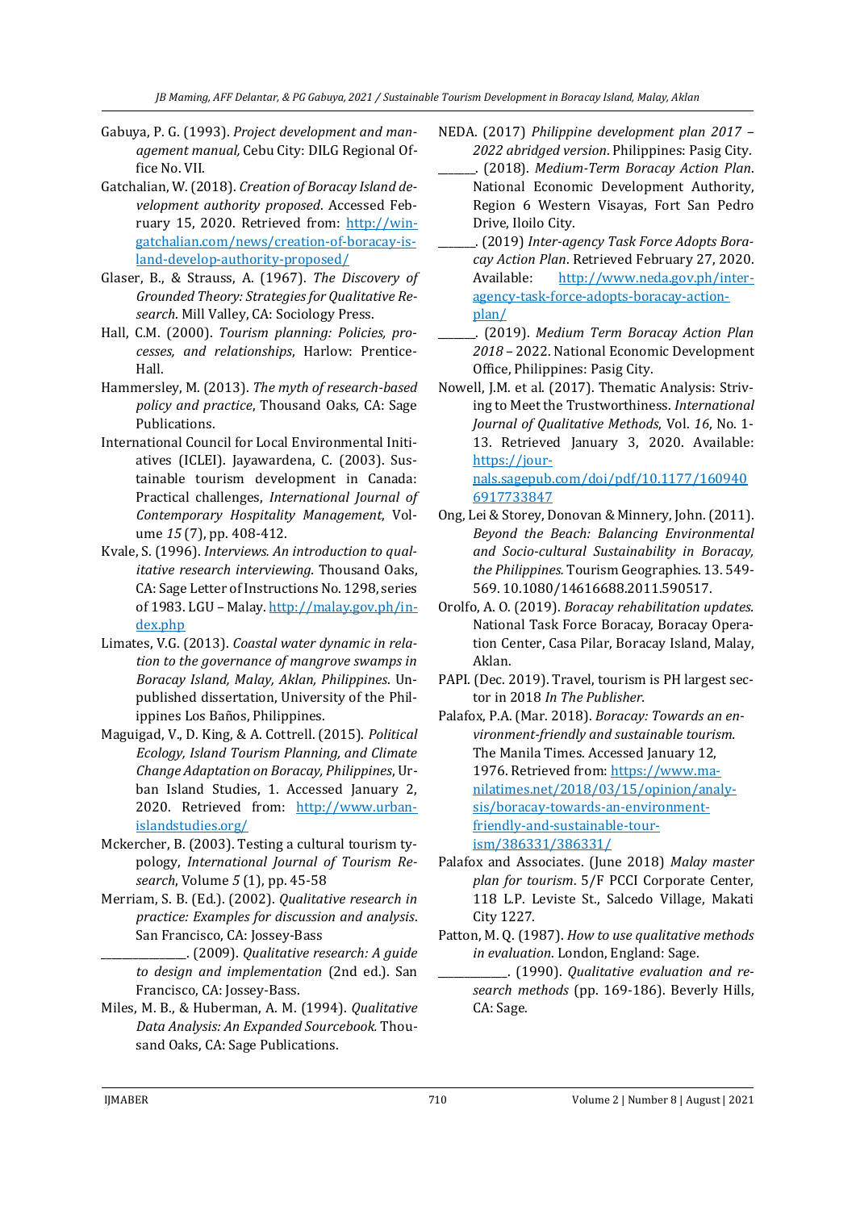Gabuya, P. G. (1993). *Project development and management manual,* Cebu City: DILG Regional Office No. VII.

Gatchalian, W. (2018). *Creation of Boracay Island development authority proposed*. Accessed February 15, 2020. Retrieved from: http://win-gatchalian.com/news/creation-of-boracay-island-develop-authority-proposed/

Glaser, B., & Strauss, A. (1967). *The Discovery of Grounded Theory: Strategies for Qualitative Research.* Mill Valley, CA: Sociology Press.

Hall, C.M. (2000). *Tourism planning: Policies, processes, and relationships*, Harlow: Prentice-Hall.

Hammersley, M. (2013). *The myth of research-based policy and practice*, Thousand Oaks, CA: Sage Publications.

International Council for Local Environmental Initiatives (ICLEI). Jayawardena, C. (2003). Sustainable tourism development in Canada: Practical challenges, *International Journal of Contemporary Hospitality Management*, Volume *15* (7), pp. 408-412.

Kvale, S. (1996). *Interviews. An introduction to qualitative research interviewing.* Thousand Oaks, CA: Sage Letter of Instructions No. 1298, series of 1983. LGU – Malay. http://malay.gov.ph/index.php

Limates, V.G. (2013). *Coastal water dynamic in relation to the governance of mangrove swamps in Boracay Island, Malay, Aklan, Philippines*. Unpublished dissertation, University of the Philippines Los Baños, Philippines.

Maguigad, V., D. King, & A. Cottrell. (2015). *Political Ecology, Island Tourism Planning, and Climate Change Adaptation on Boracay, Philippines*, Urban Island Studies, 1. Accessed January 2, 2020. Retrieved from: http://www.urbanislandstudies.org/

Mckercher, B. (2003). Testing a cultural tourism typology, *International Journal of Tourism Research*, Volume *5* (1), pp. 45-58

Merriam, S. B. (Ed.). (2002). *Qualitative research in practice: Examples for discussion and analysis*. San Francisco, CA: Jossey-Bass

_______________. (2009). *Qualitative research: A guide to design and implementation* (2nd ed.). San Francisco, CA: Jossey-Bass.

Miles, M. B., & Huberman, A. M. (1994). *Qualitative Data Analysis: An Expanded Sourcebook.* Thousand Oaks, CA: Sage Publications.

NEDA. (2017) *Philippine development plan 2017 – 2022 abridged version*. Philippines: Pasig City.

_______. (2018). *Medium-Term Boracay Action Plan.* National Economic Development Authority, Region 6 Western Visayas, Fort San Pedro Drive, Iloilo City.

_______. (2019) *Inter-agency Task Force Adopts Boracay Action Plan*. Retrieved February 27, 2020. Available: http://www.neda.gov.ph/inter-agency-task-force-adopts-boracay-action-plan/

_______. (2019). *Medium Term Boracay Action Plan 2018 –* 2022. National Economic Development Office, Philippines: Pasig City.

Nowell, J.M. et al. (2017). Thematic Analysis: Striving to Meet the Trustworthiness. *International Journal of Qualitative Methods*, Vol. *16*, No. 1-13. Retrieved January 3, 2020. Available: https://journals.sagepub.com/doi/pdf/10.1177/1609406917733847

Ong, Lei & Storey, Donovan & Minnery, John. (2011). *Beyond the Beach: Balancing Environmental and Socio-cultural Sustainability in Boracay, the Philippines.* Tourism Geographies. 13. 549-569. 10.1080/14616688.2011.590517.

Orolfo, A. O. (2019). *Boracay rehabilitation updates.* National Task Force Boracay, Boracay Operation Center, Casa Pilar, Boracay Island, Malay, Aklan.

PAPI. (Dec. 2019). Travel, tourism is PH largest sector in 2018 *In The Publisher*.

Palafox, P.A. (Mar. 2018). *Boracay: Towards an environment-friendly and sustainable tourism.* The Manila Times. Accessed January 12, 1976. Retrieved from: https://www.manilatimes.net/2018/03/15/opinion/analysis/boracay-towards-an-environment-friendly-and-sustainable-tourism/386331/386331/

Palafox and Associates. (June 2018) *Malay master plan for tourism*. 5/F PCCI Corporate Center, 118 L.P. Leviste St., Salcedo Village, Makati City 1227.

Patton, M. Q. (1987). *How to use qualitative methods in evaluation*. London, England: Sage.

____________. (1990). *Qualitative evaluation and research methods* (pp. 169-186). Beverly Hills, CA: Sage.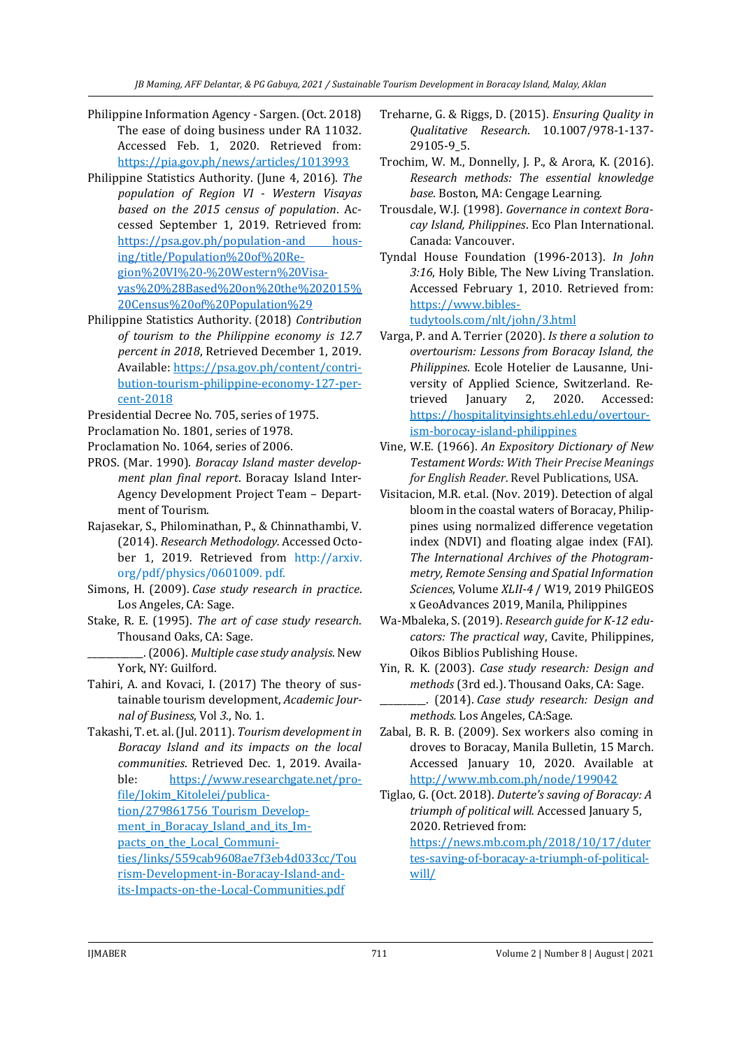Philippine Information Agency - Sargen. (Oct. 2018) The ease of doing business under RA 11032. Accessed Feb. 1, 2020. Retrieved from: https://pia.gov.ph/news/articles/1013993

Philippine Statistics Authority. (June 4, 2016). *The population of Region VI - Western Visayas based on the 2015 census of population*. Accessed September 1, 2019. Retrieved from: https://psa.gov.ph/population-and housing/title/Population%20of%20Region%20VI%20-%20Western%20Visayas%20%28Based%20on%20the%202015%20Census%20of%20Population%29

Philippine Statistics Authority. (2018) *Contribution of tourism to the Philippine economy is 12.7 percent in 2018*, Retrieved December 1, 2019. Available: https://psa.gov.ph/content/contribution-tourism-philippine-economy-127-percent-2018

Presidential Decree No. 705, series of 1975.

Proclamation No. 1801, series of 1978.

Proclamation No. 1064, series of 2006.

PROS. (Mar. 1990). *Boracay Island master development plan final report*. Boracay Island Inter-Agency Development Project Team – Department of Tourism.

Rajasekar, S., Philominathan, P., & Chinnathambi, V. (2014). *Research Methodology.* Accessed October 1, 2019. Retrieved from http://arxiv.org/pdf/physics/0601009. pdf.

Simons, H. (2009). *Case study research in practice*. Los Angeles, CA: Sage.

Stake, R. E. (1995). *The art of case study research*. Thousand Oaks, CA: Sage.

___________. (2006). *Multiple case study analysis*. New York, NY: Guilford.

Tahiri, A. and Kovaci, I. (2017) The theory of sustainable tourism development, *Academic Journal of Business*, Vol *3*., No. 1.

Takashi, T. et. al. (Jul. 2011). *Tourism development in Boracay Island and its impacts on the local communities*. Retrieved Dec. 1, 2019. Available: https://www.researchgate.net/profile/Jokim_Kitolelei/publication/279861756_Tourism_Development_in_Boracay_Island_and_its_Impacts_on_the_Local_Communities/links/559cab9608ae7f3eb4d033cc/Tourism-Development-in-Boracay-Island-and-its-Impacts-on-the-Local-Communities.pdf

Treharne, G. & Riggs, D. (2015). *Ensuring Quality in Qualitative Research*. 10.1007/978-1-137-29105-9_5.

Trochim, W. M., Donnelly, J. P., & Arora, K. (2016). *Research methods: The essential knowledge base.* Boston, MA: Cengage Learning.

Trousdale, W.J. (1998). *Governance in context Boracay Island, Philippines*. Eco Plan International. Canada: Vancouver.

Tyndal House Foundation (1996-2013). *In John 3:16*, Holy Bible, The New Living Translation. Accessed February 1, 2010. Retrieved from: https://www.biblestudytools.com/nlt/john/3.html

Varga, P. and A. Terrier (2020). *Is there a solution to overtourism: Lessons from Boracay Island, the Philippines*. Ecole Hotelier de Lausanne, University of Applied Science, Switzerland. Retrieved January 2, 2020. Accessed: https://hospitalityinsights.ehl.edu/overtourism-borocay-island-philippines

Vine, W.E. (1966). *An Expository Dictionary of New Testament Words: With Their Precise Meanings for English Reader*. Revel Publications, USA.

Visitacion, M.R. et.al. (Nov. 2019). Detection of algal bloom in the coastal waters of Boracay, Philippines using normalized difference vegetation index (NDVI) and floating algae index (FAI). *The International Archives of the Photogrammetry, Remote Sensing and Spatial Information Sciences*, Volume *XLII-4* / W19, 2019 PhilGEOS x GeoAdvances 2019, Manila, Philippines

Wa-Mbaleka, S. (2019). *Research guide for K-12 educators: The practical way*, Cavite, Philippines, Oikos Biblios Publishing House.

Yin, R. K. (2003). *Case study research: Design and methods* (3rd ed.). Thousand Oaks, CA: Sage.

_________. (2014). *Case study research: Design and methods.* Los Angeles, CA:Sage.

Zabal, B. R. B. (2009). Sex workers also coming in droves to Boracay, Manila Bulletin, 15 March. Accessed January 10, 2020. Available at http://www.mb.com.ph/node/199042

Tiglao, G. (Oct. 2018). *Duterte's saving of Boracay: A triumph of political will.* Accessed January 5, 2020. Retrieved from: https://news.mb.com.ph/2018/10/17/dutertes-saving-of-boracay-a-triumph-of-political-will/